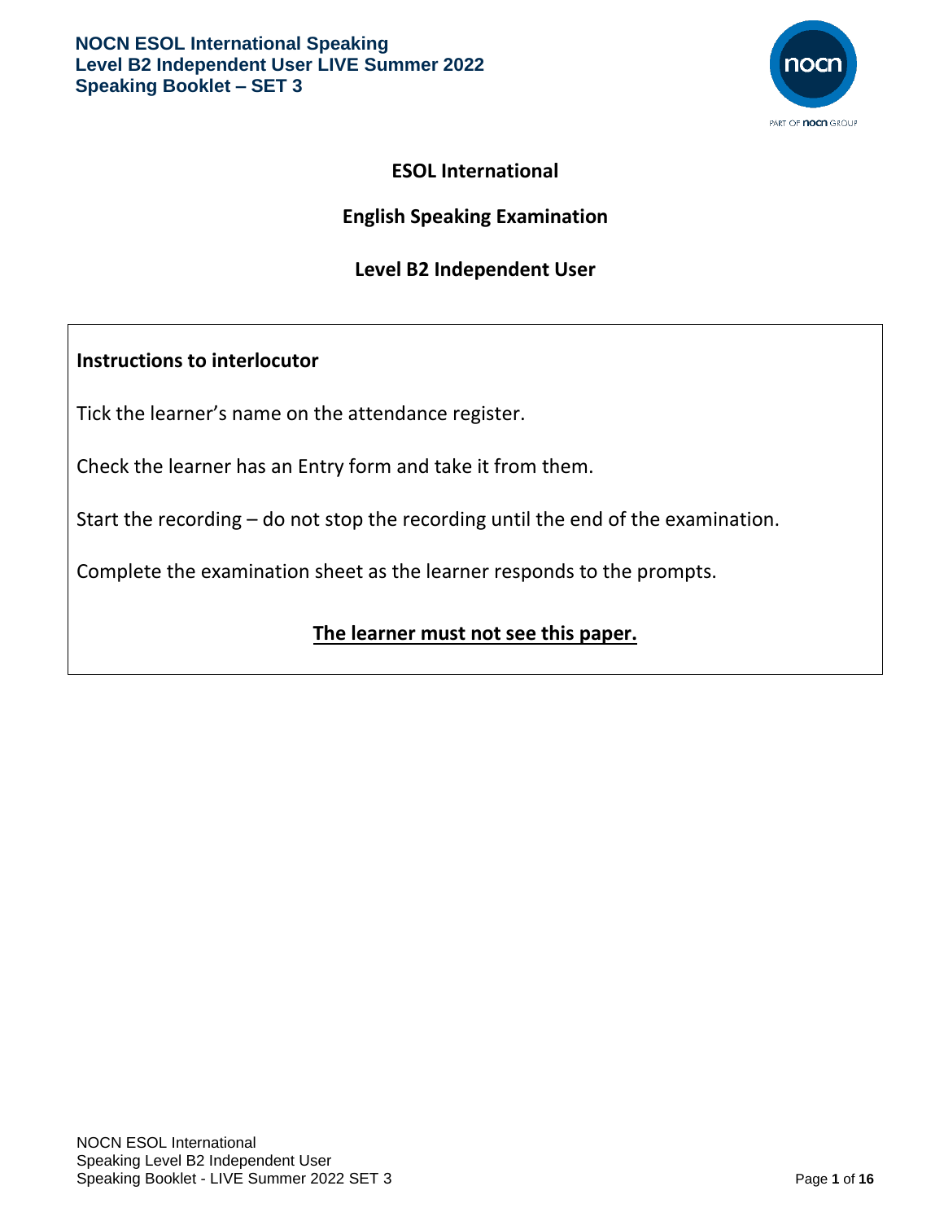# ESOL International

## English Speaking Examination

## Level B2 Independent User

**Instructions to interlocutor**

Tick the learner's name on the attendance register.

Check the learner has an Entry form and take it from them.

Start the recording – do not stop the recording until the end of the examination.

Complete the examination sheet as the learner responds to the prompts.

**The learner must not see this paper.**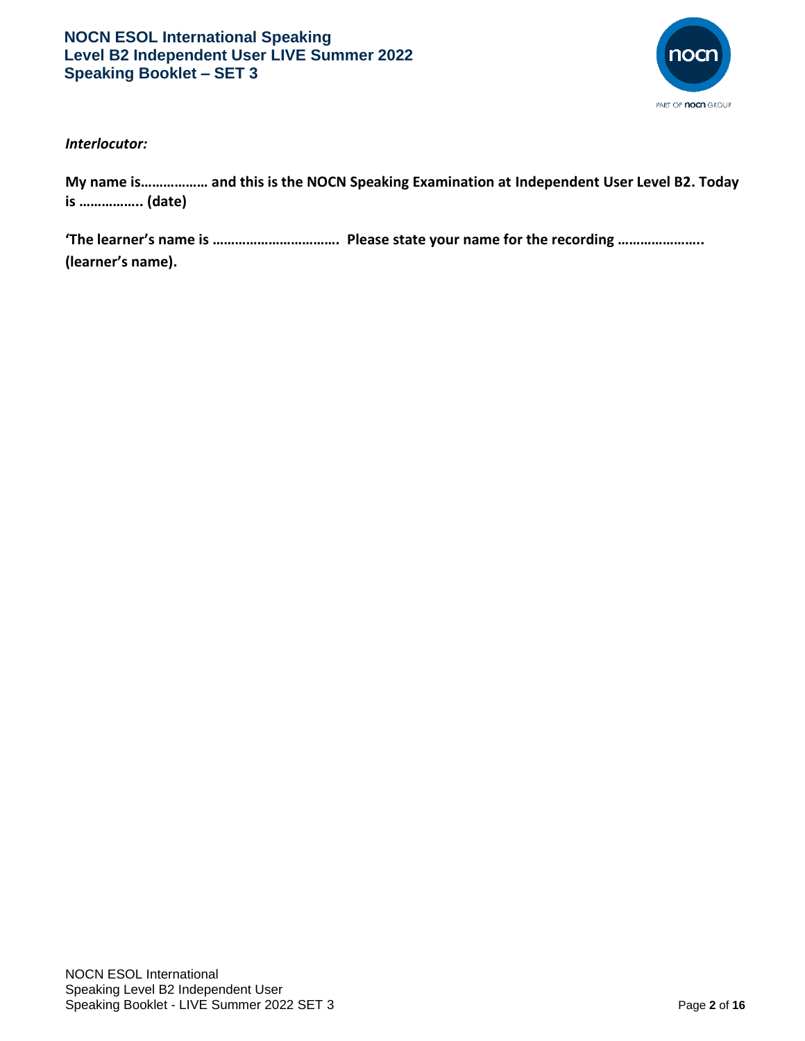*Interlocutor:*

**My name is……………… and this is the NOCN Speaking Examination at Independent User Level B2. Today is ……………. (date)**

**'The learner's name is ……………………………. Please state your name for the recording ………………….. (learner's name).**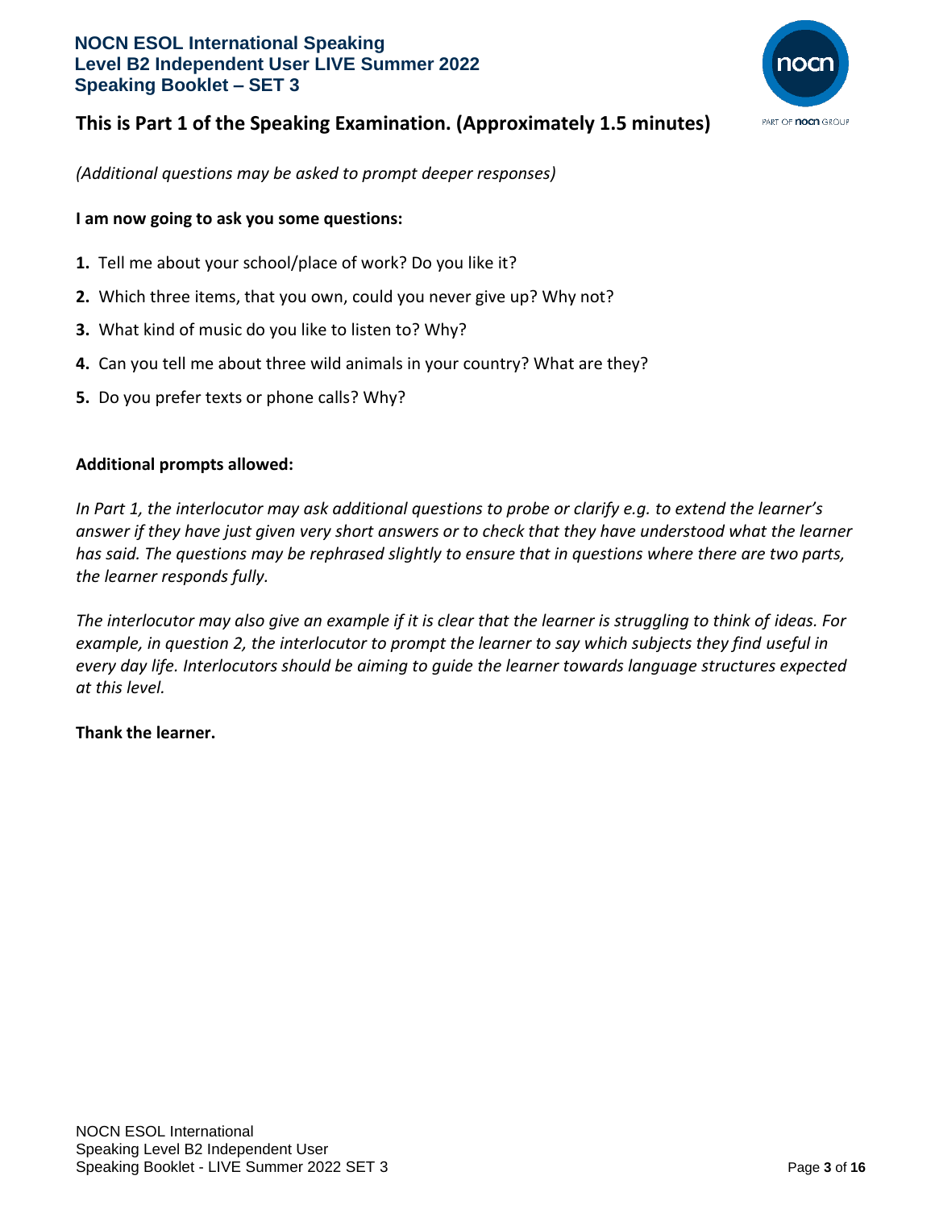## This is Part 1 of the Speaking Examination. (Approximately 1.5 minutes)

*(Additional questions may be asked to prompt deeper responses)*

**I am now going to ask you some questions:**

1. Tell me about your school/place of work? Do you like it?
2. Which three items, that you own, could you never give up? Why not?
3. What kind of music do you like to listen to? Why?
4. Can you tell me about three wild animals in your country? What are they?
5. Do you prefer texts or phone calls? Why?

**Additional prompts allowed:**

*In Part 1, the interlocutor may ask additional questions to probe or clarify e.g. to extend the learner's answer if they have just given very short answers or to check that they have understood what the learner has said. The questions may be rephrased slightly to ensure that in questions where there are two parts, the learner responds fully.*

*The interlocutor may also give an example if it is clear that the learner is struggling to think of ideas. For example, in question 2, the interlocutor to prompt the learner to say which subjects they find useful in every day life. Interlocutors should be aiming to guide the learner towards language structures expected at this level.*

**Thank the learner.**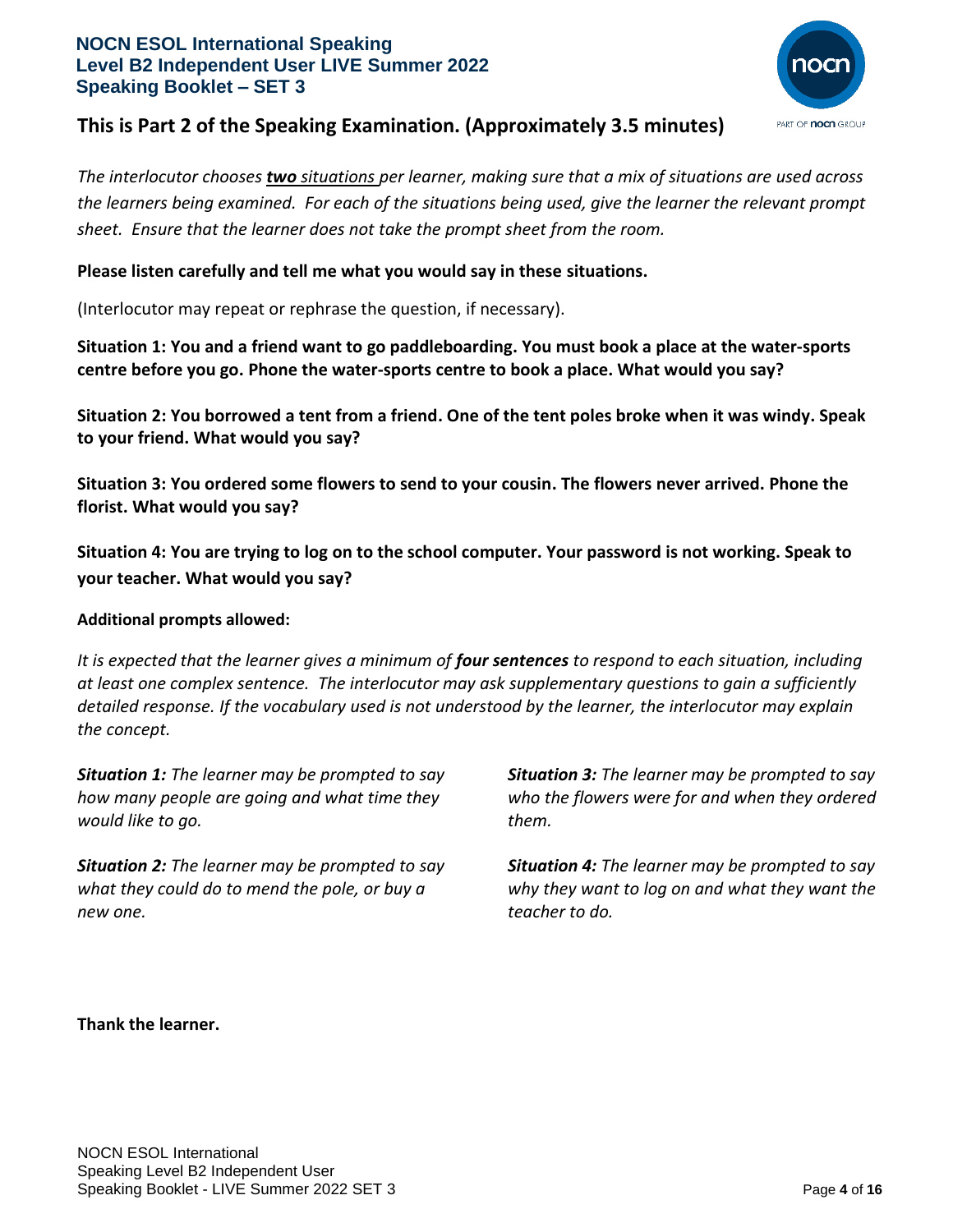## This is Part 2 of the Speaking Examination. (Approximately 3.5 minutes)

*The interlocutor chooses **two** situations per learner, making sure that a mix of situations are used across the learners being examined. For each of the situations being used, give the learner the relevant prompt sheet. Ensure that the learner does not take the prompt sheet from the room.*

**Please listen carefully and tell me what you would say in these situations.**

(Interlocutor may repeat or rephrase the question, if necessary).

**Situation 1: You and a friend want to go paddleboarding. You must book a place at the water-sports centre before you go. Phone the water-sports centre to book a place. What would you say?**

**Situation 2: You borrowed a tent from a friend. One of the tent poles broke when it was windy. Speak to your friend. What would you say?**

**Situation 3: You ordered some flowers to send to your cousin. The flowers never arrived. Phone the florist. What would you say?**

**Situation 4: You are trying to log on to the school computer. Your password is not working. Speak to your teacher. What would you say?**

**Additional prompts allowed:**

*It is expected that the learner gives a minimum of **four sentences** to respond to each situation, including at least one complex sentence. The interlocutor may ask supplementary questions to gain a sufficiently detailed response. If the vocabulary used is not understood by the learner, the interlocutor may explain the concept.*

***Situation 1:*** *The learner may be prompted to say how many people are going and what time they would like to go.*

***Situation 2:*** *The learner may be prompted to say what they could do to mend the pole, or buy a new one.*

***Situation 3:*** *The learner may be prompted to say who the flowers were for and when they ordered them.*

***Situation 4:*** *The learner may be prompted to say why they want to log on and what they want the teacher to do.*

**Thank the learner.**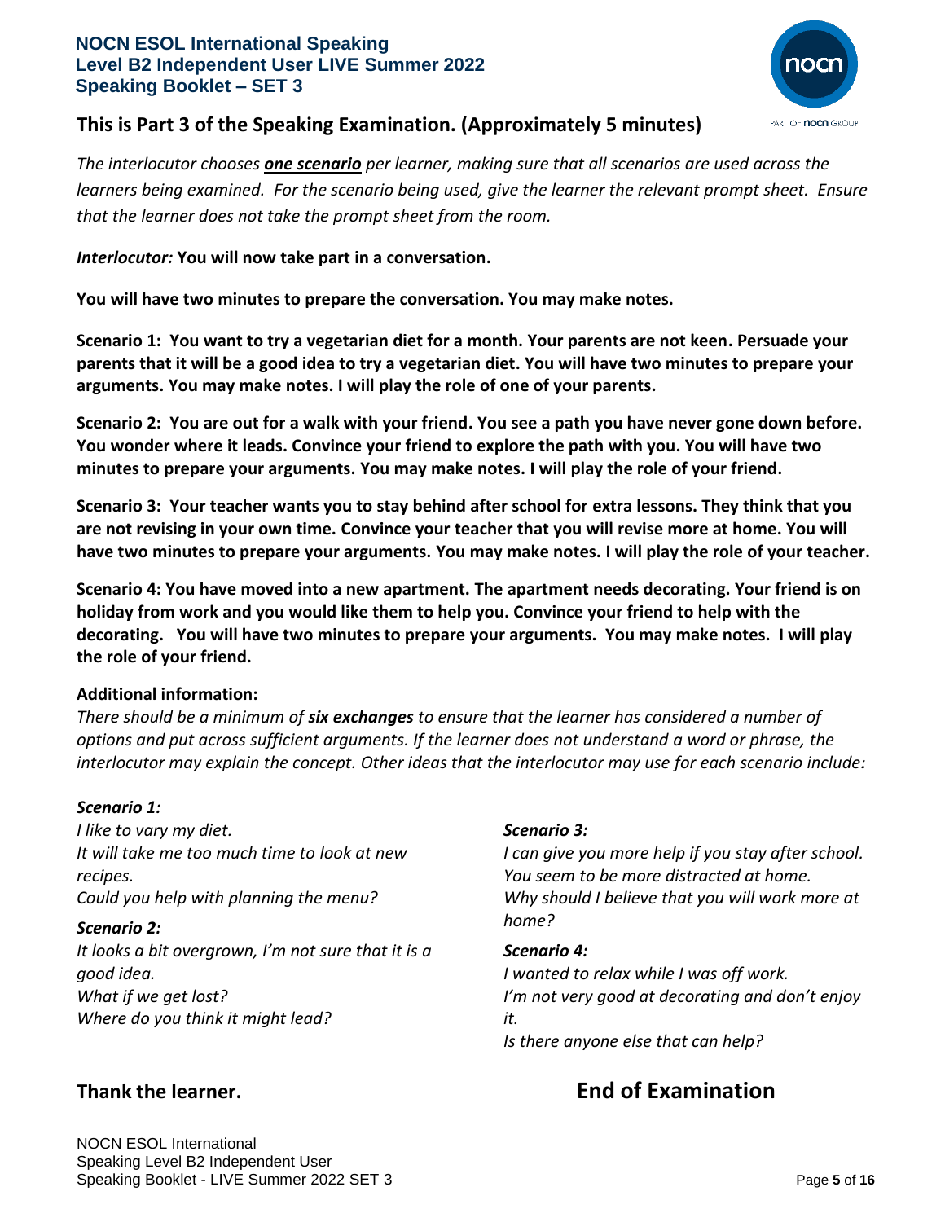## This is Part 3 of the Speaking Examination. (Approximately 5 minutes)

*The interlocutor chooses* ***one scenario*** *per learner, making sure that all scenarios are used across the learners being examined. For the scenario being used, give the learner the relevant prompt sheet. Ensure that the learner does not take the prompt sheet from the room.*

***Interlocutor:*** **You will now take part in a conversation.**

**You will have two minutes to prepare the conversation. You may make notes.**

**Scenario 1: You want to try a vegetarian diet for a month. Your parents are not keen. Persuade your parents that it will be a good idea to try a vegetarian diet. You will have two minutes to prepare your arguments. You may make notes. I will play the role of one of your parents.**

**Scenario 2: You are out for a walk with your friend. You see a path you have never gone down before. You wonder where it leads. Convince your friend to explore the path with you. You will have two minutes to prepare your arguments. You may make notes. I will play the role of your friend.**

**Scenario 3: Your teacher wants you to stay behind after school for extra lessons. They think that you are not revising in your own time. Convince your teacher that you will revise more at home. You will have two minutes to prepare your arguments. You may make notes. I will play the role of your teacher.**

**Scenario 4: You have moved into a new apartment. The apartment needs decorating. Your friend is on holiday from work and you would like them to help you. Convince your friend to help with the decorating. You will have two minutes to prepare your arguments. You may make notes. I will play the role of your friend.**

**Additional information:**

*There should be a minimum of* ***six exchanges*** *to ensure that the learner has considered a number of options and put across sufficient arguments. If the learner does not understand a word or phrase, the interlocutor may explain the concept. Other ideas that the interlocutor may use for each scenario include:*

***Scenario 1:***

*I like to vary my diet.*
*It will take me too much time to look at new recipes.*
*Could you help with planning the menu?*

***Scenario 2:***

*It looks a bit overgrown, I'm not sure that it is a good idea.*
*What if we get lost?*
*Where do you think it might lead?*

***Scenario 3:***

*I can give you more help if you stay after school.*
*You seem to be more distracted at home.*
*Why should I believe that you will work more at home?*

***Scenario 4:***

*I wanted to relax while I was off work.*
*I'm not very good at decorating and don't enjoy it.*
*Is there anyone else that can help?*

## Thank the learner.

## End of Examination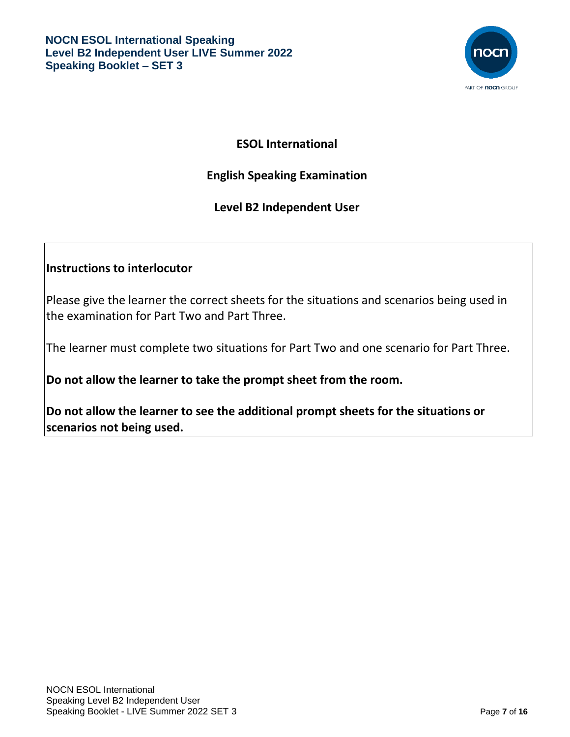# ESOL International

## English Speaking Examination

## Level B2 Independent User

**Instructions to interlocutor**

Please give the learner the correct sheets for the situations and scenarios being used in the examination for Part Two and Part Three.

The learner must complete two situations for Part Two and one scenario for Part Three.

**Do not allow the learner to take the prompt sheet from the room.**

**Do not allow the learner to see the additional prompt sheets for the situations or scenarios not being used.**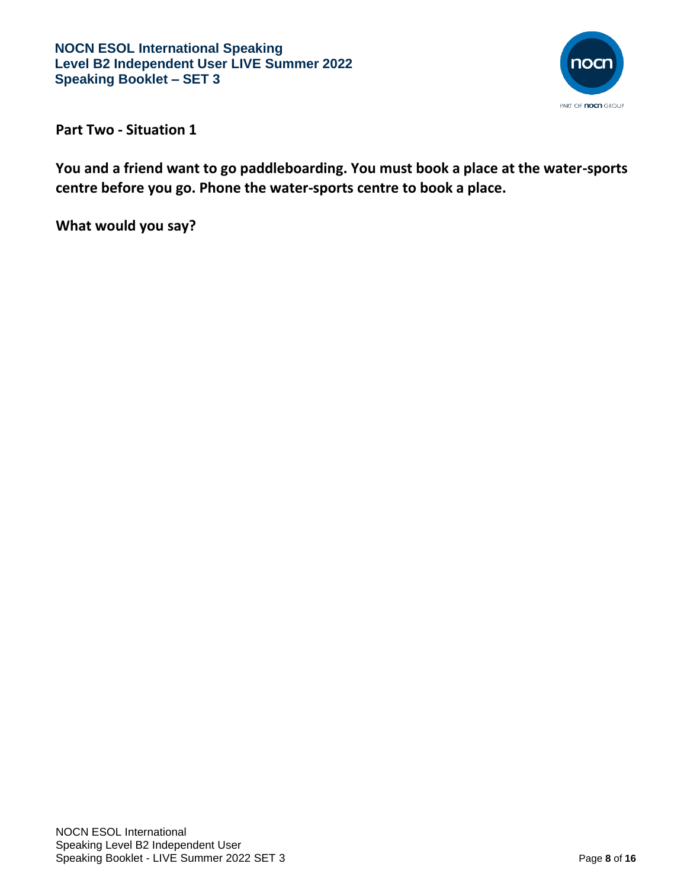**Part Two - Situation 1**

**You and a friend want to go paddleboarding. You must book a place at the water-sports centre before you go. Phone the water-sports centre to book a place.**

**What would you say?**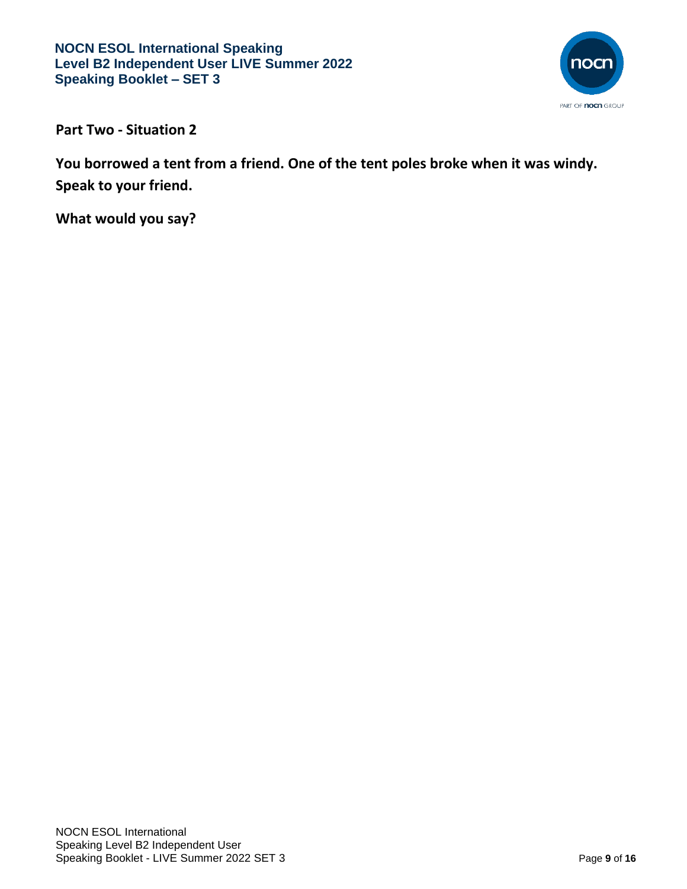**Part Two - Situation 2**

**You borrowed a tent from a friend. One of the tent poles broke when it was windy. Speak to your friend.**

**What would you say?**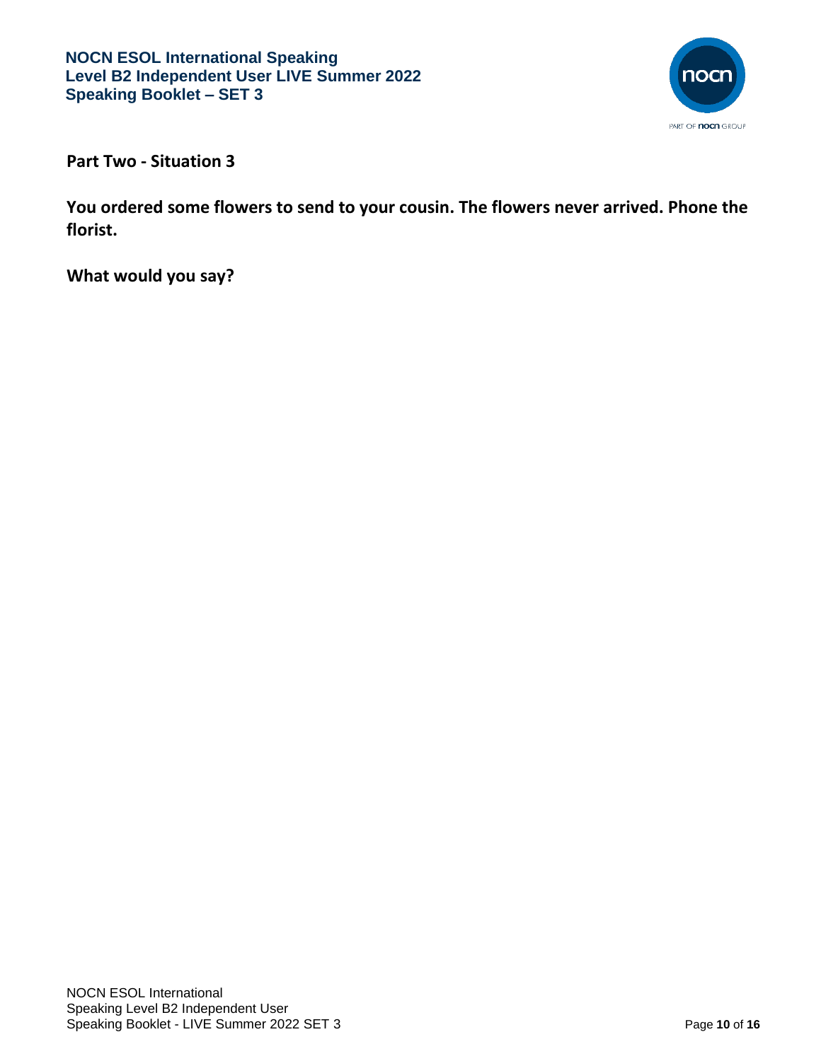**Part Two - Situation 3**

**You ordered some flowers to send to your cousin. The flowers never arrived. Phone the florist.**

**What would you say?**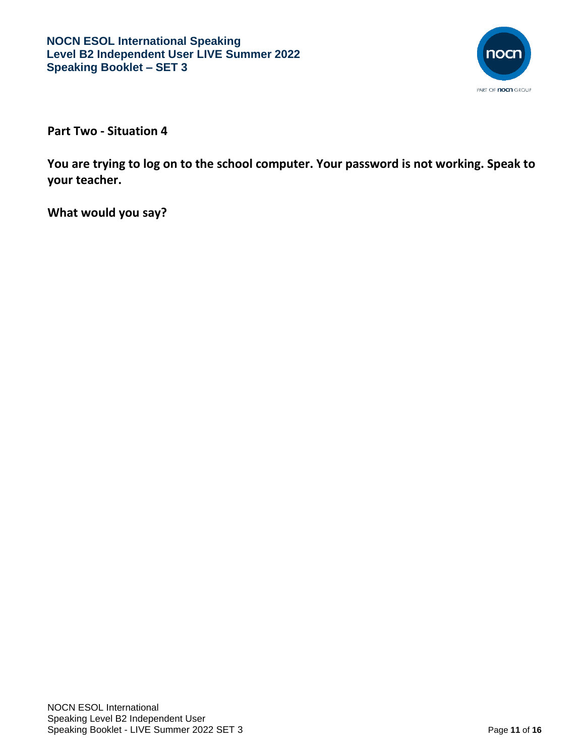**Part Two - Situation 4**

**You are trying to log on to the school computer. Your password is not working. Speak to your teacher.**

**What would you say?**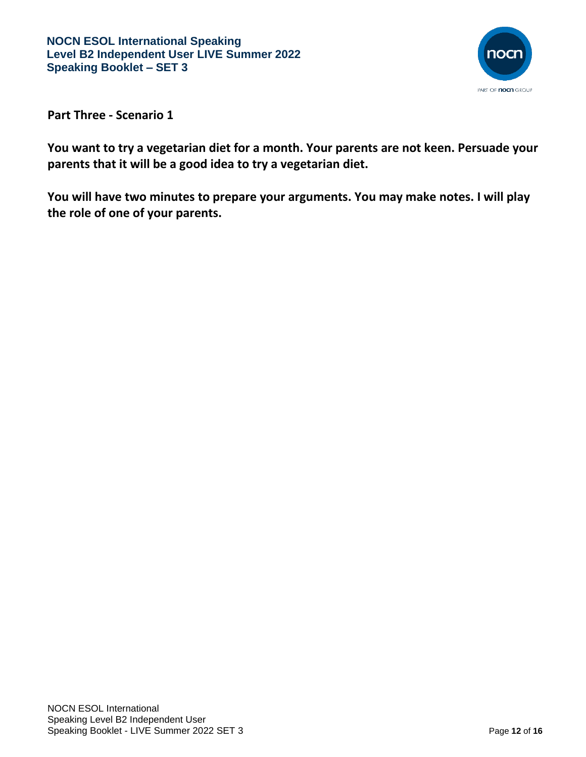## Part Three - Scenario 1

**You want to try a vegetarian diet for a month. Your parents are not keen. Persuade your parents that it will be a good idea to try a vegetarian diet.**

**You will have two minutes to prepare your arguments. You may make notes. I will play the role of one of your parents.**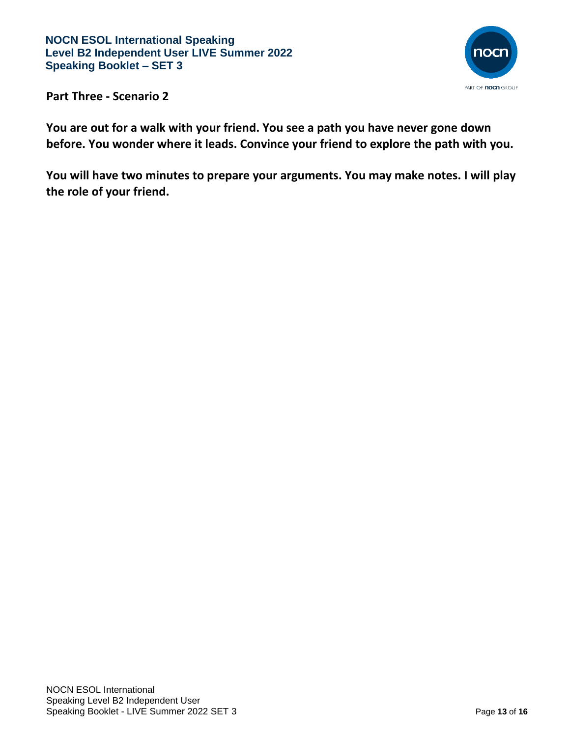**Part Three - Scenario 2**

**You are out for a walk with your friend. You see a path you have never gone down before. You wonder where it leads. Convince your friend to explore the path with you.**

**You will have two minutes to prepare your arguments. You may make notes. I will play the role of your friend.**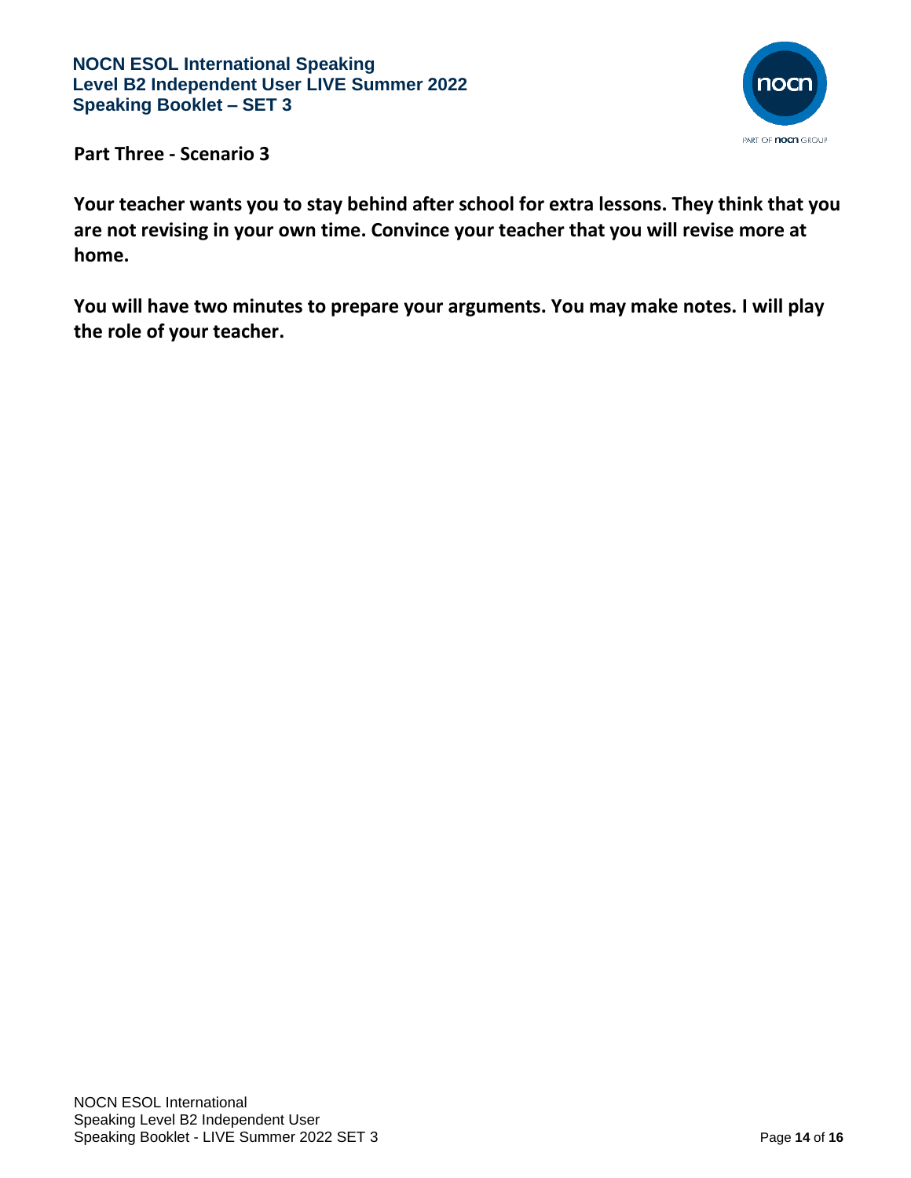**Part Three - Scenario 3**

**Your teacher wants you to stay behind after school for extra lessons. They think that you are not revising in your own time. Convince your teacher that you will revise more at home.**

**You will have two minutes to prepare your arguments. You may make notes. I will play the role of your teacher.**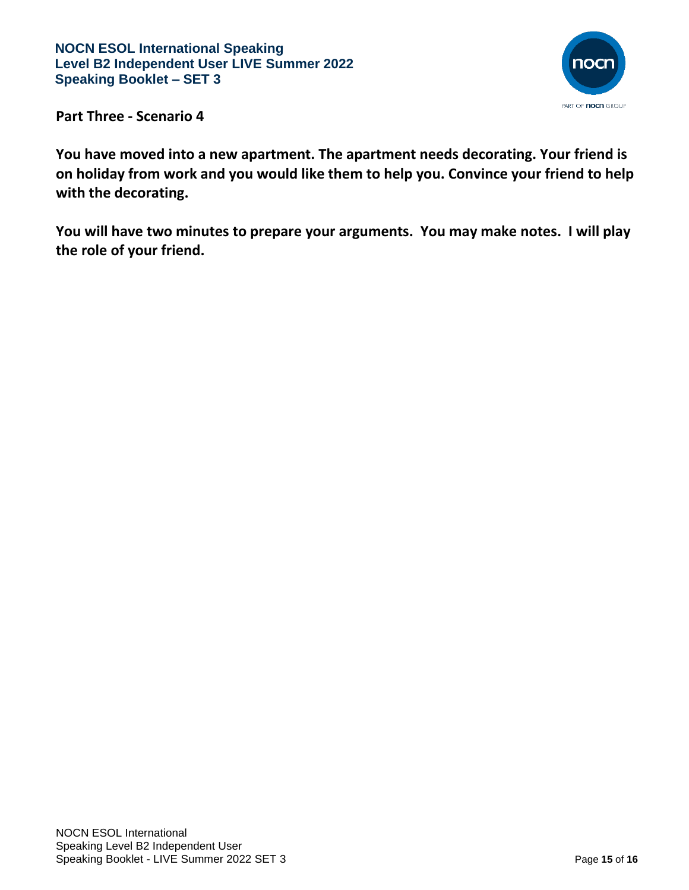## Part Three - Scenario 4

**You have moved into a new apartment. The apartment needs decorating. Your friend is on holiday from work and you would like them to help you. Convince your friend to help with the decorating.**

**You will have two minutes to prepare your arguments. You may make notes. I will play the role of your friend.**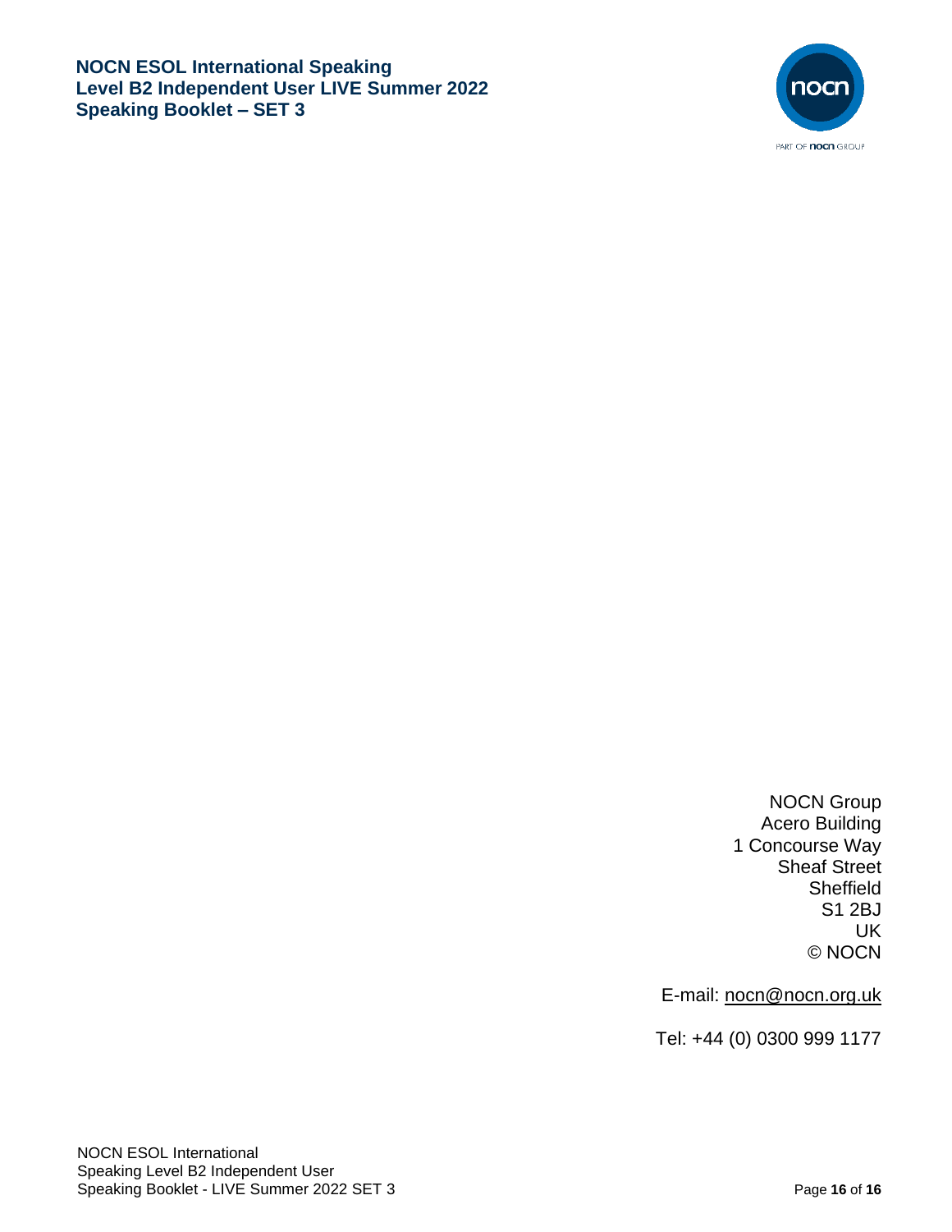NOCN Group
Acero Building
1 Concourse Way
Sheaf Street
Sheffield
S1 2BJ
UK
© NOCN

E-mail: nocn@nocn.org.uk

Tel: +44 (0) 0300 999 1177